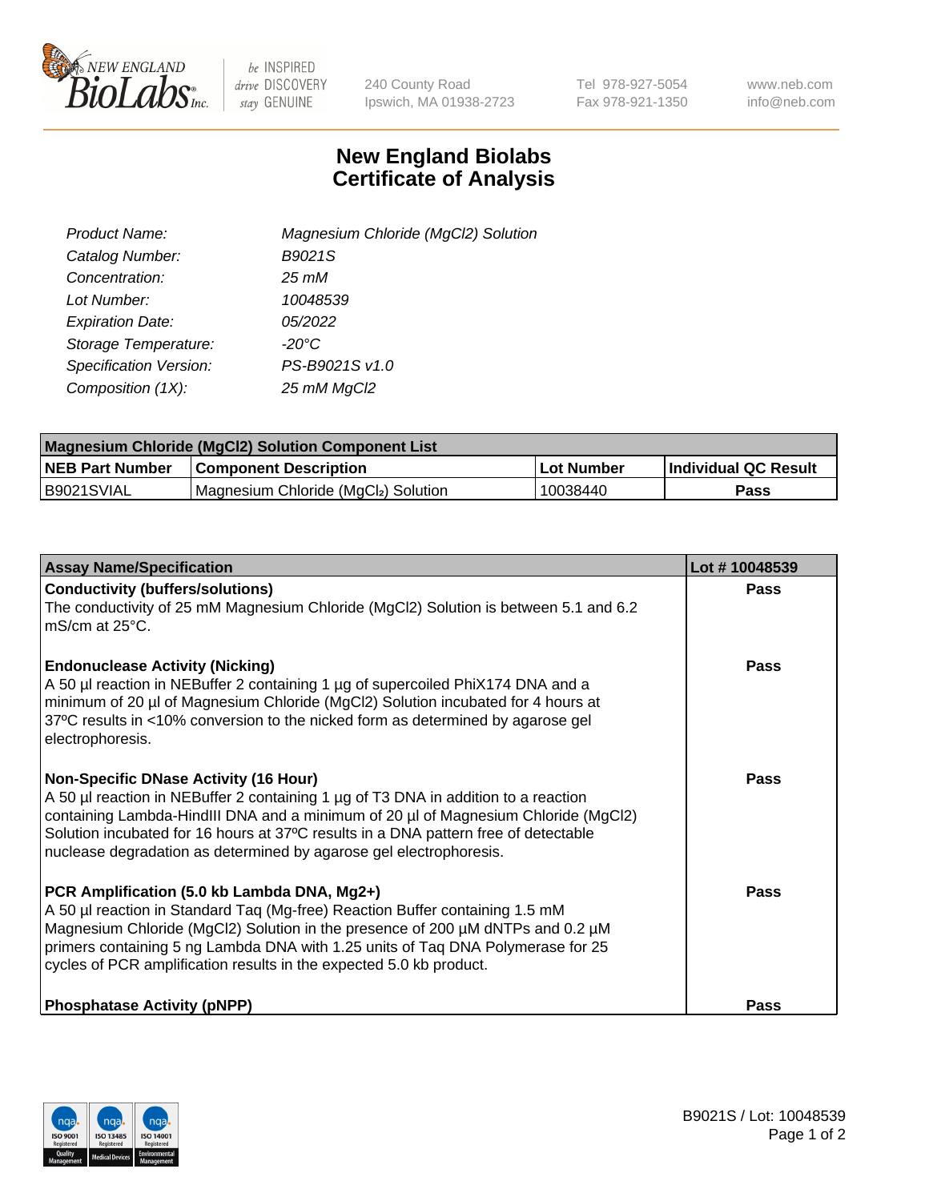New England BioLabs Inc. — be INSPIRED drive DISCOVERY stay GENUINE

240 County Road
Ipswich, MA 01938-2723

Tel 978-927-5054
Fax 978-921-1350

www.neb.com
info@neb.com

# New England Biolabs
# Certificate of Analysis

| | |
|---|---|
| *Product Name:* | *Magnesium Chloride (MgCl2) Solution* |
| *Catalog Number:* | *B9021S* |
| *Concentration:* | *25 mM* |
| *Lot Number:* | *10048539* |
| *Expiration Date:* | *05/2022* |
| *Storage Temperature:* | *-20°C* |
| *Specification Version:* | *PS-B9021S v1.0* |
| *Composition (1X):* | *25 mM MgCl2* |

| **Magnesium Chloride (MgCl2) Solution Component List** | | | |
|---|---|---|---|
| **NEB Part Number** | **Component Description** | **Lot Number** | **Individual QC Result** |
| B9021SVIAL | Magnesium Chloride ($MgCl_2$) Solution | 10038440 | **Pass** |

| **Assay Name/Specification** | **Lot # 10048539** |
|---|---|
| **Conductivity (buffers/solutions)**<br>The conductivity of 25 mM Magnesium Chloride (MgCl2) Solution is between 5.1 and 6.2 mS/cm at 25°C. | **Pass** |
| **Endonuclease Activity (Nicking)**<br>A 50 µl reaction in NEBuffer 2 containing 1 µg of supercoiled PhiX174 DNA and a minimum of 20 µl of Magnesium Chloride (MgCl2) Solution incubated for 4 hours at 37ºC results in <10% conversion to the nicked form as determined by agarose gel electrophoresis. | **Pass** |
| **Non-Specific DNase Activity (16 Hour)**<br>A 50 µl reaction in NEBuffer 2 containing 1 µg of T3 DNA in addition to a reaction containing Lambda-HindIII DNA and a minimum of 20 µl of Magnesium Chloride (MgCl2) Solution incubated for 16 hours at 37ºC results in a DNA pattern free of detectable nuclease degradation as determined by agarose gel electrophoresis. | **Pass** |
| **PCR Amplification (5.0 kb Lambda DNA, Mg2+)**<br>A 50 µl reaction in Standard Taq (Mg-free) Reaction Buffer containing 1.5 mM Magnesium Chloride (MgCl2) Solution in the presence of 200 µM dNTPs and 0.2 µM primers containing 5 ng Lambda DNA with 1.25 units of Taq DNA Polymerase for 25 cycles of PCR amplification results in the expected 5.0 kb product. | **Pass** |
| **Phosphatase Activity (pNPP)** | **Pass** |

B9021S / Lot: 10048539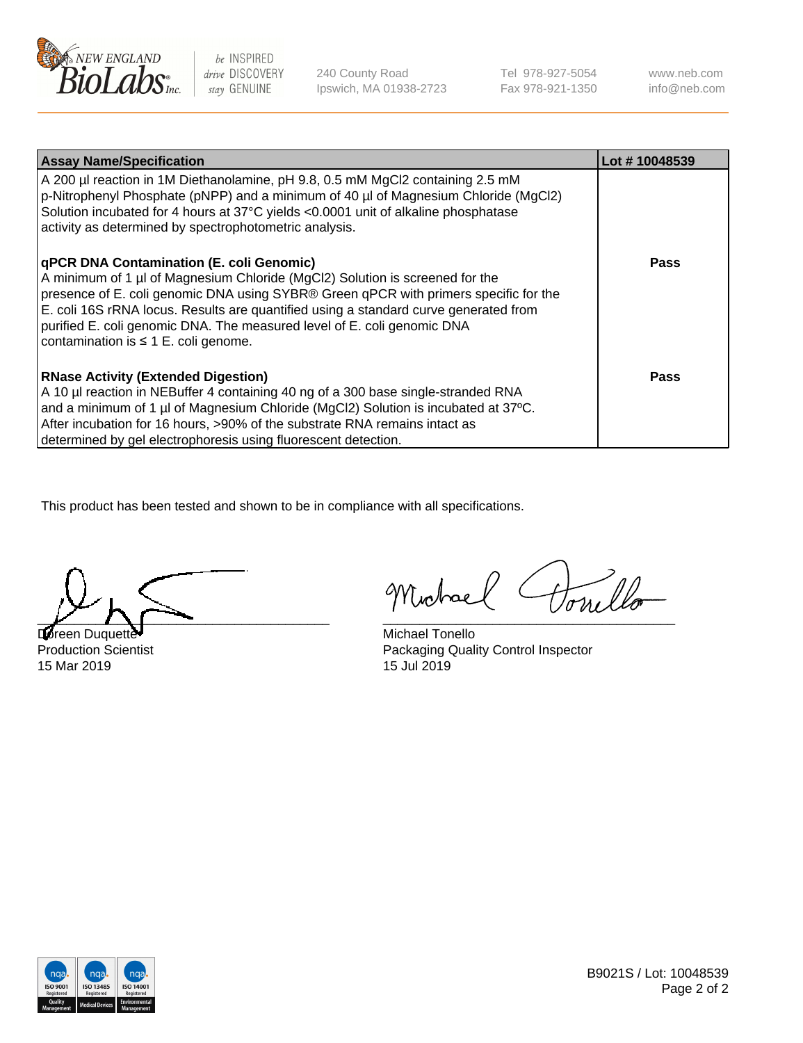| Assay Name/Specification | Lot # 10048539 |
|---|---|
| A 200 µl reaction in 1M Diethanolamine, pH 9.8, 0.5 mM $MgCl_2$ containing 2.5 mM p-Nitrophenyl Phosphate (pNPP) and a minimum of 40 µl of Magnesium Chloride ($MgCl_2$) Solution incubated for 4 hours at 37°C yields <0.0001 unit of alkaline phosphatase activity as determined by spectrophotometric analysis. | |
| **qPCR DNA Contamination (E. coli Genomic)** A minimum of 1 µl of Magnesium Chloride ($MgCl_2$) Solution is screened for the presence of E. coli genomic DNA using SYBR® Green qPCR with primers specific for the E. coli 16S rRNA locus. Results are quantified using a standard curve generated from purified E. coli genomic DNA. The measured level of E. coli genomic DNA contamination is ≤ 1 E. coli genome. | **Pass** |
| **RNase Activity (Extended Digestion)** A 10 µl reaction in NEBuffer 4 containing 40 ng of a 300 base single-stranded RNA and a minimum of 1 µl of Magnesium Chloride ($MgCl_2$) Solution is incubated at 37ºC. After incubation for 16 hours, >90% of the substrate RNA remains intact as determined by gel electrophoresis using fluorescent detection. | **Pass** |

This product has been tested and shown to be in compliance with all specifications.

Doreen Duquette
Production Scientist
15 Mar 2019

Michael Tonello
Packaging Quality Control Inspector
15 Jul 2019

B9021S / Lot: 10048539